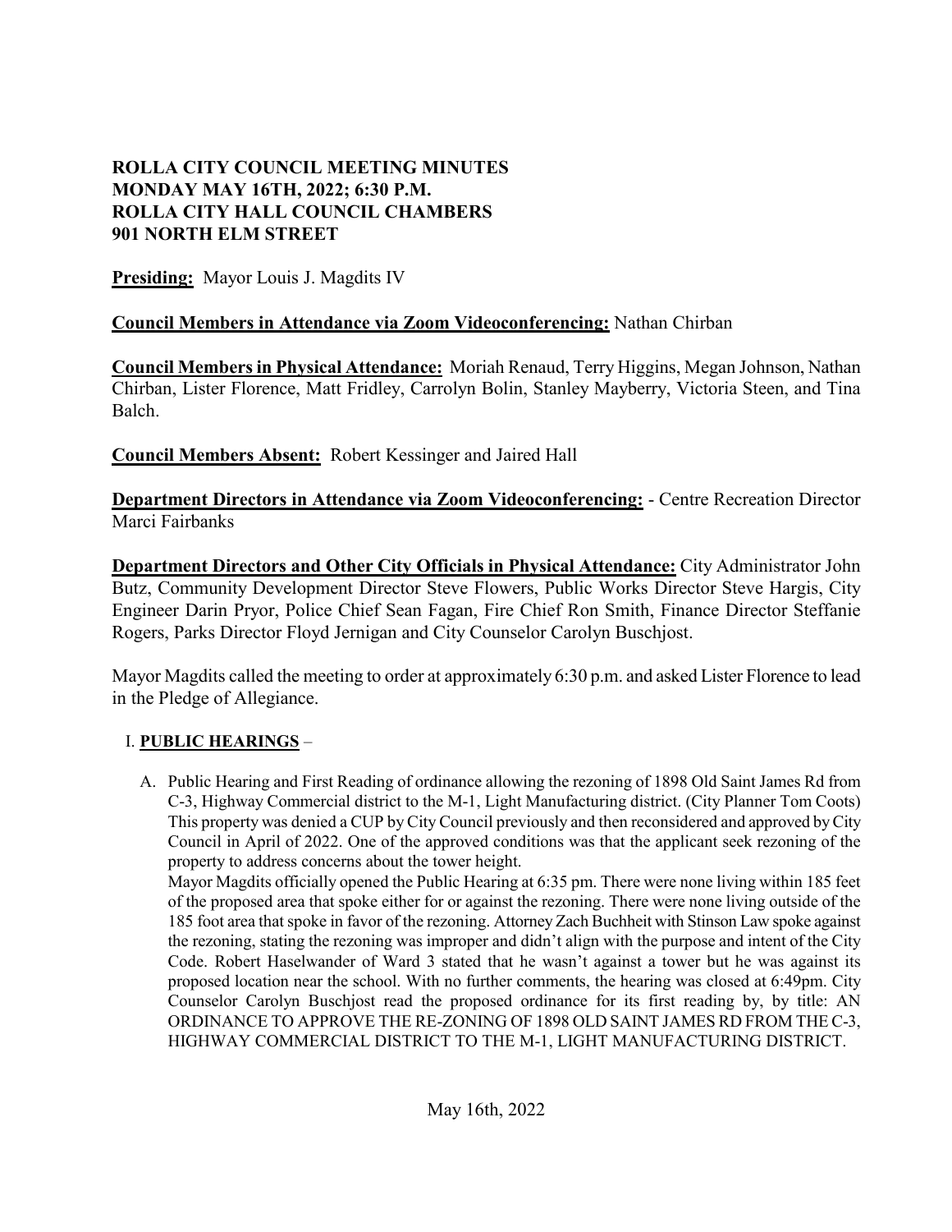**ROLLA CITY COUNCIL MEETING MINUTES**
**MONDAY MAY 16TH, 2022; 6:30 P.M.**
**ROLLA CITY HALL COUNCIL CHAMBERS**
**901 NORTH ELM STREET**

**Presiding:** Mayor Louis J. Magdits IV

**Council Members in Attendance via Zoom Videoconferencing:** Nathan Chirban

**Council Members in Physical Attendance:** Moriah Renaud, Terry Higgins, Megan Johnson, Nathan Chirban, Lister Florence, Matt Fridley, Carrolyn Bolin, Stanley Mayberry, Victoria Steen, and Tina Balch.

**Council Members Absent:** Robert Kessinger and Jaired Hall

**Department Directors in Attendance via Zoom Videoconferencing:** - Centre Recreation Director Marci Fairbanks

**Department Directors and Other City Officials in Physical Attendance:** City Administrator John Butz, Community Development Director Steve Flowers, Public Works Director Steve Hargis, City Engineer Darin Pryor, Police Chief Sean Fagan, Fire Chief Ron Smith, Finance Director Steffanie Rogers, Parks Director Floyd Jernigan and City Counselor Carolyn Buschjost.

Mayor Magdits called the meeting to order at approximately 6:30 p.m. and asked Lister Florence to lead in the Pledge of Allegiance.

I. **PUBLIC HEARINGS** –

A. Public Hearing and First Reading of ordinance allowing the rezoning of 1898 Old Saint James Rd from C-3, Highway Commercial district to the M-1, Light Manufacturing district. (City Planner Tom Coots) This property was denied a CUP by City Council previously and then reconsidered and approved by City Council in April of 2022. One of the approved conditions was that the applicant seek rezoning of the property to address concerns about the tower height.
Mayor Magdits officially opened the Public Hearing at 6:35 pm. There were none living within 185 feet of the proposed area that spoke either for or against the rezoning. There were none living outside of the 185 foot area that spoke in favor of the rezoning. Attorney Zach Buchheit with Stinson Law spoke against the rezoning, stating the rezoning was improper and didn't align with the purpose and intent of the City Code. Robert Haselwander of Ward 3 stated that he wasn't against a tower but he was against its proposed location near the school. With no further comments, the hearing was closed at 6:49pm. City Counselor Carolyn Buschjost read the proposed ordinance for its first reading by, by title: AN ORDINANCE TO APPROVE THE RE-ZONING OF 1898 OLD SAINT JAMES RD FROM THE C-3, HIGHWAY COMMERCIAL DISTRICT TO THE M-1, LIGHT MANUFACTURING DISTRICT.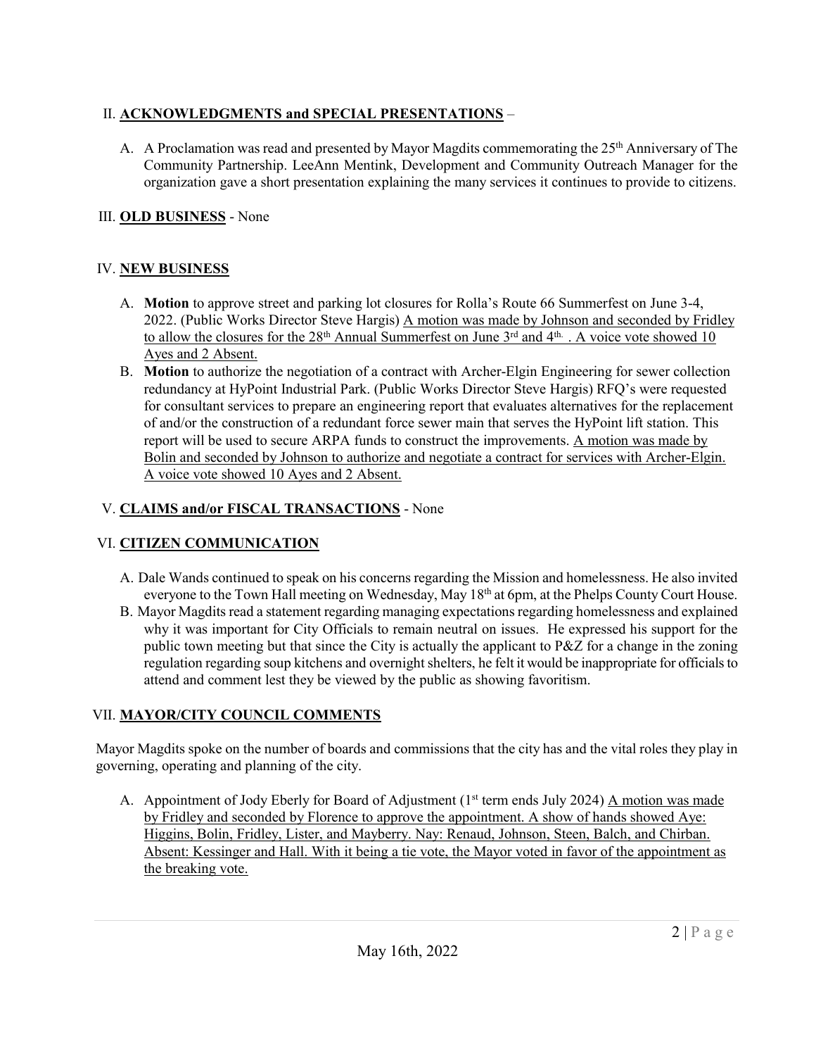## II. **ACKNOWLEDGMENTS and SPECIAL PRESENTATIONS** –

A. A Proclamation was read and presented by Mayor Magdits commemorating the 25th Anniversary of The Community Partnership. LeeAnn Mentink, Development and Community Outreach Manager for the organization gave a short presentation explaining the many services it continues to provide to citizens.

## III. **OLD BUSINESS** - None

## IV. **NEW BUSINESS**

A. **Motion** to approve street and parking lot closures for Rolla's Route 66 Summerfest on June 3-4, 2022. (Public Works Director Steve Hargis) A motion was made by Johnson and seconded by Fridley to allow the closures for the 28th Annual Summerfest on June 3rd and 4th. . A voice vote showed 10 Ayes and 2 Absent.

B. **Motion** to authorize the negotiation of a contract with Archer-Elgin Engineering for sewer collection redundancy at HyPoint Industrial Park. (Public Works Director Steve Hargis) RFQ's were requested for consultant services to prepare an engineering report that evaluates alternatives for the replacement of and/or the construction of a redundant force sewer main that serves the HyPoint lift station. This report will be used to secure ARPA funds to construct the improvements. A motion was made by Bolin and seconded by Johnson to authorize and negotiate a contract for services with Archer-Elgin. A voice vote showed 10 Ayes and 2 Absent.

## V. **CLAIMS and/or FISCAL TRANSACTIONS** - None

## VI. **CITIZEN COMMUNICATION**

A. Dale Wands continued to speak on his concerns regarding the Mission and homelessness. He also invited everyone to the Town Hall meeting on Wednesday, May 18th at 6pm, at the Phelps County Court House.

B. Mayor Magdits read a statement regarding managing expectations regarding homelessness and explained why it was important for City Officials to remain neutral on issues. He expressed his support for the public town meeting but that since the City is actually the applicant to P&Z for a change in the zoning regulation regarding soup kitchens and overnight shelters, he felt it would be inappropriate for officials to attend and comment lest they be viewed by the public as showing favoritism.

## VII. **MAYOR/CITY COUNCIL COMMENTS**

Mayor Magdits spoke on the number of boards and commissions that the city has and the vital roles they play in governing, operating and planning of the city.

A. Appointment of Jody Eberly for Board of Adjustment (1st term ends July 2024) A motion was made by Fridley and seconded by Florence to approve the appointment. A show of hands showed Aye: Higgins, Bolin, Fridley, Lister, and Mayberry. Nay: Renaud, Johnson, Steen, Balch, and Chirban. Absent: Kessinger and Hall. With it being a tie vote, the Mayor voted in favor of the appointment as the breaking vote.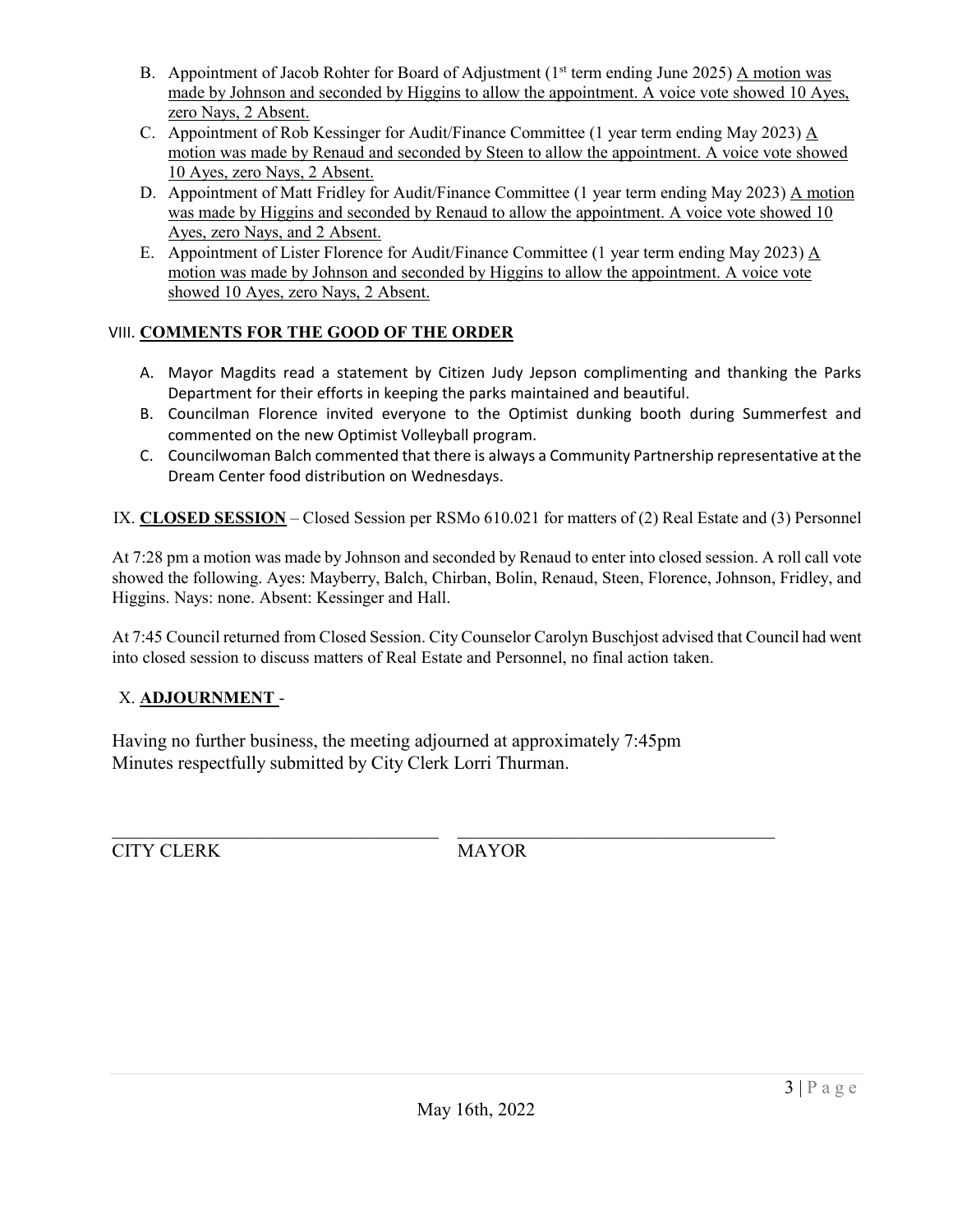B. Appointment of Jacob Rohter for Board of Adjustment (1st term ending June 2025) A motion was made by Johnson and seconded by Higgins to allow the appointment. A voice vote showed 10 Ayes, zero Nays, 2 Absent.

C. Appointment of Rob Kessinger for Audit/Finance Committee (1 year term ending May 2023) A motion was made by Renaud and seconded by Steen to allow the appointment. A voice vote showed 10 Ayes, zero Nays, 2 Absent.

D. Appointment of Matt Fridley for Audit/Finance Committee (1 year term ending May 2023) A motion was made by Higgins and seconded by Renaud to allow the appointment. A voice vote showed 10 Ayes, zero Nays, and 2 Absent.

E. Appointment of Lister Florence for Audit/Finance Committee (1 year term ending May 2023) A motion was made by Johnson and seconded by Higgins to allow the appointment. A voice vote showed 10 Ayes, zero Nays, 2 Absent.

## VIII. **COMMENTS FOR THE GOOD OF THE ORDER**

A. Mayor Magdits read a statement by Citizen Judy Jepson complimenting and thanking the Parks Department for their efforts in keeping the parks maintained and beautiful.

B. Councilman Florence invited everyone to the Optimist dunking booth during Summerfest and commented on the new Optimist Volleyball program.

C. Councilwoman Balch commented that there is always a Community Partnership representative at the Dream Center food distribution on Wednesdays.

## IX. **CLOSED SESSION** – Closed Session per RSMo 610.021 for matters of (2) Real Estate and (3) Personnel

At 7:28 pm a motion was made by Johnson and seconded by Renaud to enter into closed session. A roll call vote showed the following. Ayes: Mayberry, Balch, Chirban, Bolin, Renaud, Steen, Florence, Johnson, Fridley, and Higgins. Nays: none. Absent: Kessinger and Hall.

At 7:45 Council returned from Closed Session. City Counselor Carolyn Buschjost advised that Council had went into closed session to discuss matters of Real Estate and Personnel, no final action taken.

## X. **ADJOURNMENT** -

Having no further business, the meeting adjourned at approximately 7:45pm
Minutes respectfully submitted by City Clerk Lorri Thurman.

\_\_\_\_\_\_\_\_\_\_\_\_\_\_\_\_\_\_\_\_\_\_\_\_\_\_\_\_\_\_\_\_\_\_\_\_ \_\_\_\_\_\_\_\_\_\_\_\_\_\_\_\_\_\_\_\_\_\_\_\_\_\_\_\_\_\_\_\_\_\_\_\_

CITY CLERK MAYOR

May 16th, 2022